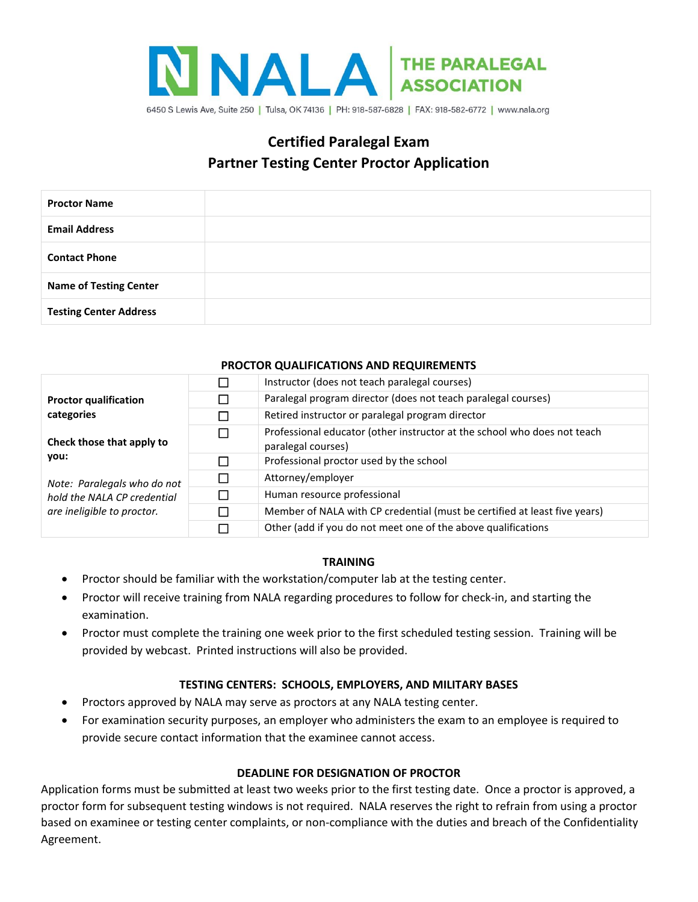NALA THE PARALEGAL ASSOCIATION

6450 S Lewis Ave, Suite 250 | Tulsa, OK 74136 | PH: 918-587-6828 | FAX: 918-582-6772 | www.nala.org

# Certified Paralegal Exam
## Partner Testing Center Proctor Application

| | |
|---|---|
| **Proctor Name** | |
| **Email Address** | |
| **Contact Phone** | |
| **Name of Testing Center** | |
| **Testing Center Address** | |

### PROCTOR QUALIFICATIONS AND REQUIREMENTS

| | | |
|---|---|---|
| **Proctor qualification categories** **Check those that apply to you:** *Note: Paralegals who do not hold the NALA CP credential are ineligible to proctor.* | ☐ | Instructor (does not teach paralegal courses) |
| | ☐ | Paralegal program director (does not teach paralegal courses) |
| | ☐ | Retired instructor or paralegal program director |
| | ☐ | Professional educator (other instructor at the school who does not teach paralegal courses) |
| | ☐ | Professional proctor used by the school |
| | ☐ | Attorney/employer |
| | ☐ | Human resource professional |
| | ☐ | Member of NALA with CP credential (must be certified at least five years) |
| | ☐ | Other (add if you do not meet one of the above qualifications |

### TRAINING

- Proctor should be familiar with the workstation/computer lab at the testing center.
- Proctor will receive training from NALA regarding procedures to follow for check-in, and starting the examination.
- Proctor must complete the training one week prior to the first scheduled testing session. Training will be provided by webcast. Printed instructions will also be provided.

### TESTING CENTERS: SCHOOLS, EMPLOYERS, AND MILITARY BASES

- Proctors approved by NALA may serve as proctors at any NALA testing center.
- For examination security purposes, an employer who administers the exam to an employee is required to provide secure contact information that the examinee cannot access.

### DEADLINE FOR DESIGNATION OF PROCTOR

Application forms must be submitted at least two weeks prior to the first testing date. Once a proctor is approved, a proctor form for subsequent testing windows is not required. NALA reserves the right to refrain from using a proctor based on examinee or testing center complaints, or non-compliance with the duties and breach of the Confidentiality Agreement.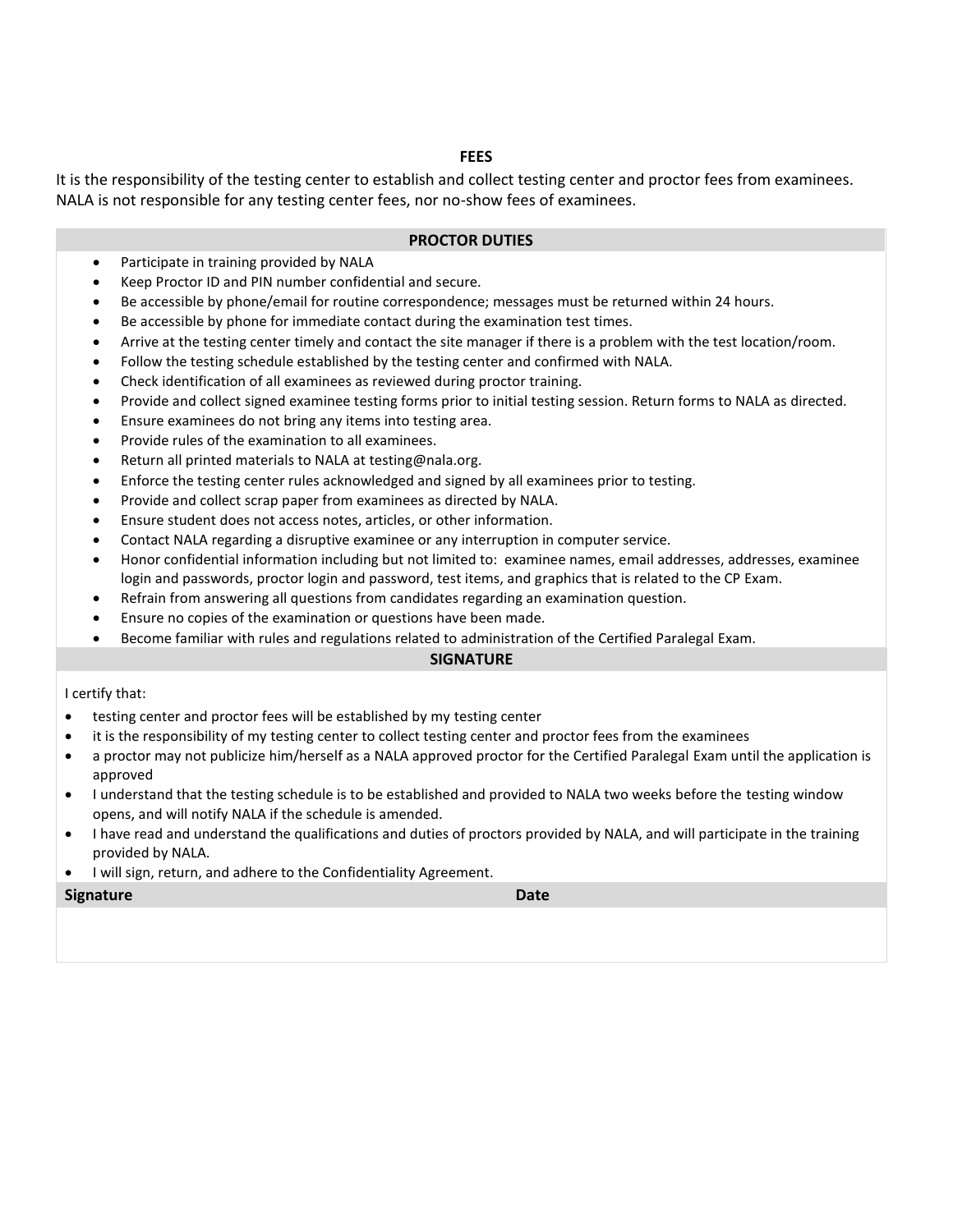## FEES

It is the responsibility of the testing center to establish and collect testing center and proctor fees from examinees. NALA is not responsible for any testing center fees, nor no-show fees of examinees.

## PROCTOR DUTIES

- Participate in training provided by NALA
- Keep Proctor ID and PIN number confidential and secure.
- Be accessible by phone/email for routine correspondence; messages must be returned within 24 hours.
- Be accessible by phone for immediate contact during the examination test times.
- Arrive at the testing center timely and contact the site manager if there is a problem with the test location/room.
- Follow the testing schedule established by the testing center and confirmed with NALA.
- Check identification of all examinees as reviewed during proctor training.
- Provide and collect signed examinee testing forms prior to initial testing session. Return forms to NALA as directed.
- Ensure examinees do not bring any items into testing area.
- Provide rules of the examination to all examinees.
- Return all printed materials to NALA at testing@nala.org.
- Enforce the testing center rules acknowledged and signed by all examinees prior to testing.
- Provide and collect scrap paper from examinees as directed by NALA.
- Ensure student does not access notes, articles, or other information.
- Contact NALA regarding a disruptive examinee or any interruption in computer service.
- Honor confidential information including but not limited to: examinee names, email addresses, addresses, examinee login and passwords, proctor login and password, test items, and graphics that is related to the CP Exam.
- Refrain from answering all questions from candidates regarding an examination question.
- Ensure no copies of the examination or questions have been made.
- Become familiar with rules and regulations related to administration of the Certified Paralegal Exam.

## SIGNATURE

I certify that:

- testing center and proctor fees will be established by my testing center
- it is the responsibility of my testing center to collect testing center and proctor fees from the examinees
- a proctor may not publicize him/herself as a NALA approved proctor for the Certified Paralegal Exam until the application is approved
- I understand that the testing schedule is to be established and provided to NALA two weeks before the testing window opens, and will notify NALA if the schedule is amended.
- I have read and understand the qualifications and duties of proctors provided by NALA, and will participate in the training provided by NALA.
- I will sign, return, and adhere to the Confidentiality Agreement.

| Signature | Date |
| --- | --- |
| | |